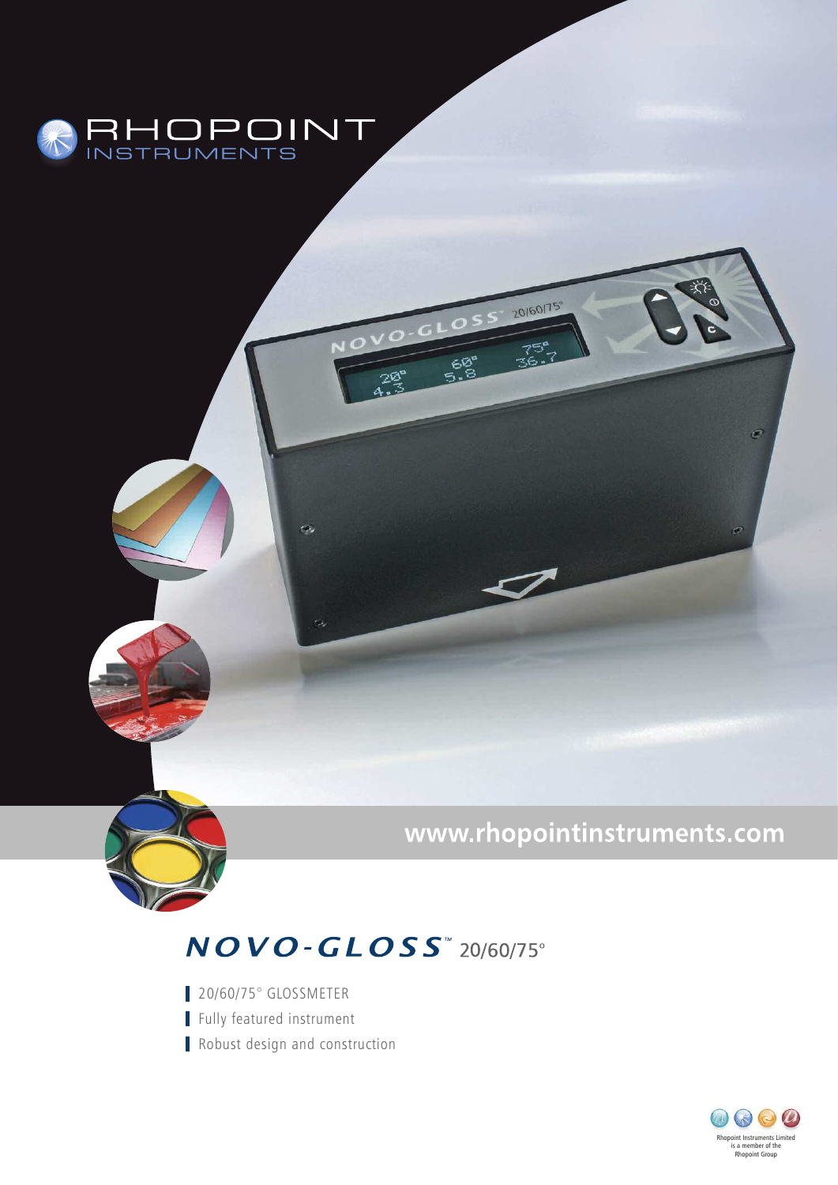RHOPOINT
INSTRUMENTS

www.rhopointinstruments.com

# NOVO-GLOSS™ 20/60/75°

- 20/60/75° GLOSSMETER
- Fully featured instrument
- Robust design and construction

Rhopoint Instruments Limited is a member of the Rhopoint Group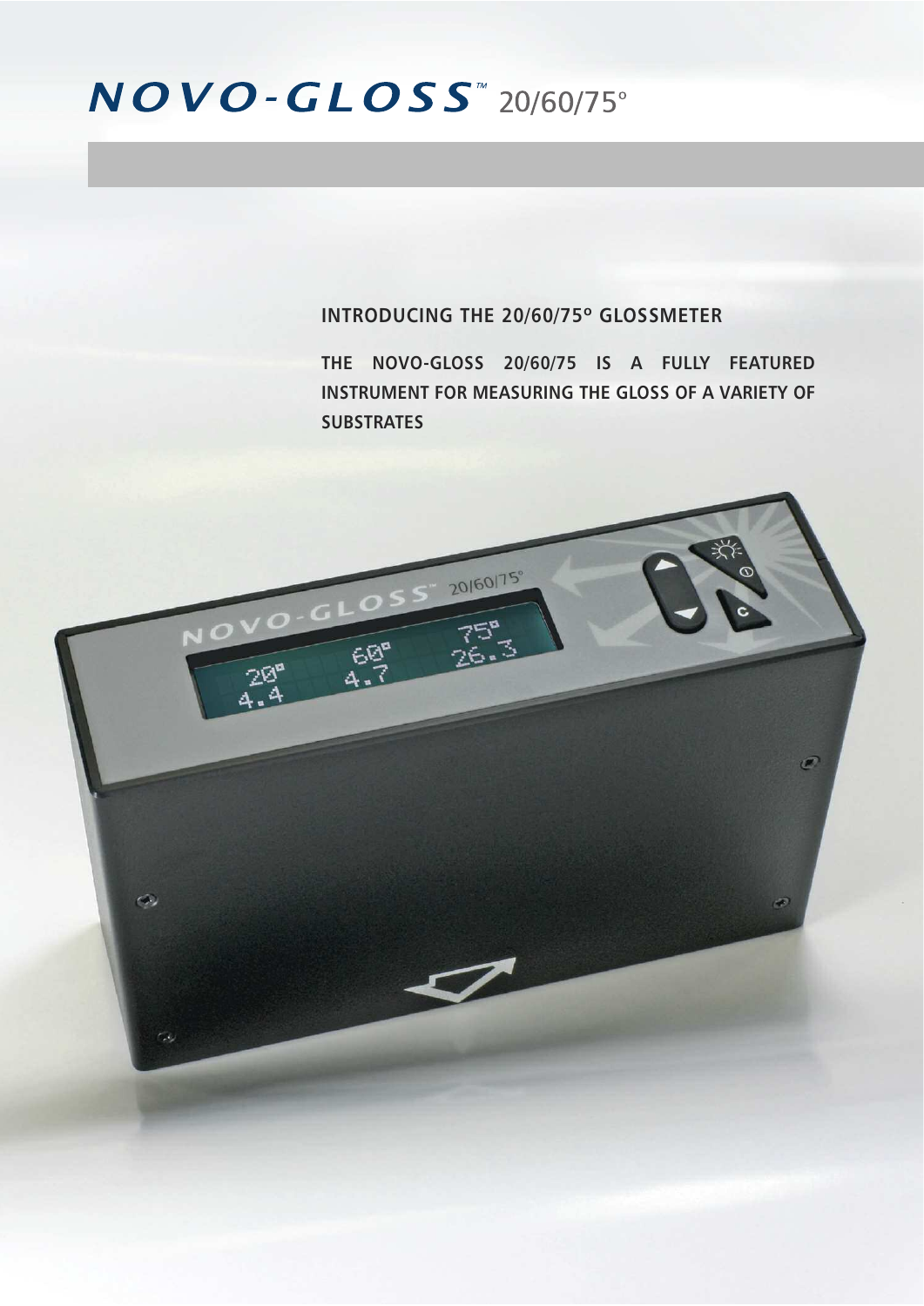# NOVO-GLOSS™ 20/60/75°

## INTRODUCING THE 20/60/75° GLOSSMETER

**THE NOVO-GLOSS 20/60/75 IS A FULLY FEATURED INSTRUMENT FOR MEASURING THE GLOSS OF A VARIETY OF SUBSTRATES**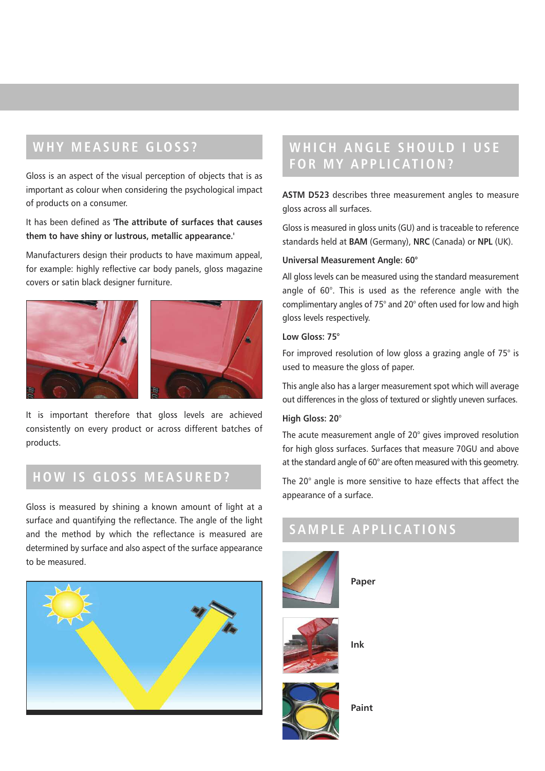## WHY MEASURE GLOSS?

Gloss is an aspect of the visual perception of objects that is as important as colour when considering the psychological impact of products on a consumer.

It has been defined as '**The attribute of surfaces that causes them to have shiny or lustrous, metallic appearance.**'

Manufacturers design their products to have maximum appeal, for example: highly reflective car body panels, gloss magazine covers or satin black designer furniture.

It is important therefore that gloss levels are achieved consistently on every product or across different batches of products.

## HOW IS GLOSS MEASURED?

Gloss is measured by shining a known amount of light at a surface and quantifying the reflectance. The angle of the light and the method by which the reflectance is measured are determined by surface and also aspect of the surface appearance to be measured.

## WHICH ANGLE SHOULD I USE FOR MY APPLICATION?

**ASTM D523** describes three measurement angles to measure gloss across all surfaces.

Gloss is measured in gloss units (GU) and is traceable to reference standards held at **BAM** (Germany), **NRC** (Canada) or **NPL** (UK).

### Universal Measurement Angle: 60°

All gloss levels can be measured using the standard measurement angle of 60°. This is used as the reference angle with the complimentary angles of 75° and 20° often used for low and high gloss levels respectively.

### Low Gloss: 75°

For improved resolution of low gloss a grazing angle of 75° is used to measure the gloss of paper.

This angle also has a larger measurement spot which will average out differences in the gloss of textured or slightly uneven surfaces.

### High Gloss: 20°

The acute measurement angle of 20° gives improved resolution for high gloss surfaces. Surfaces that measure 70GU and above at the standard angle of 60° are often measured with this geometry.

The 20° angle is more sensitive to haze effects that affect the appearance of a surface.

## SAMPLE APPLICATIONS

**Paper**

**Ink**

**Paint**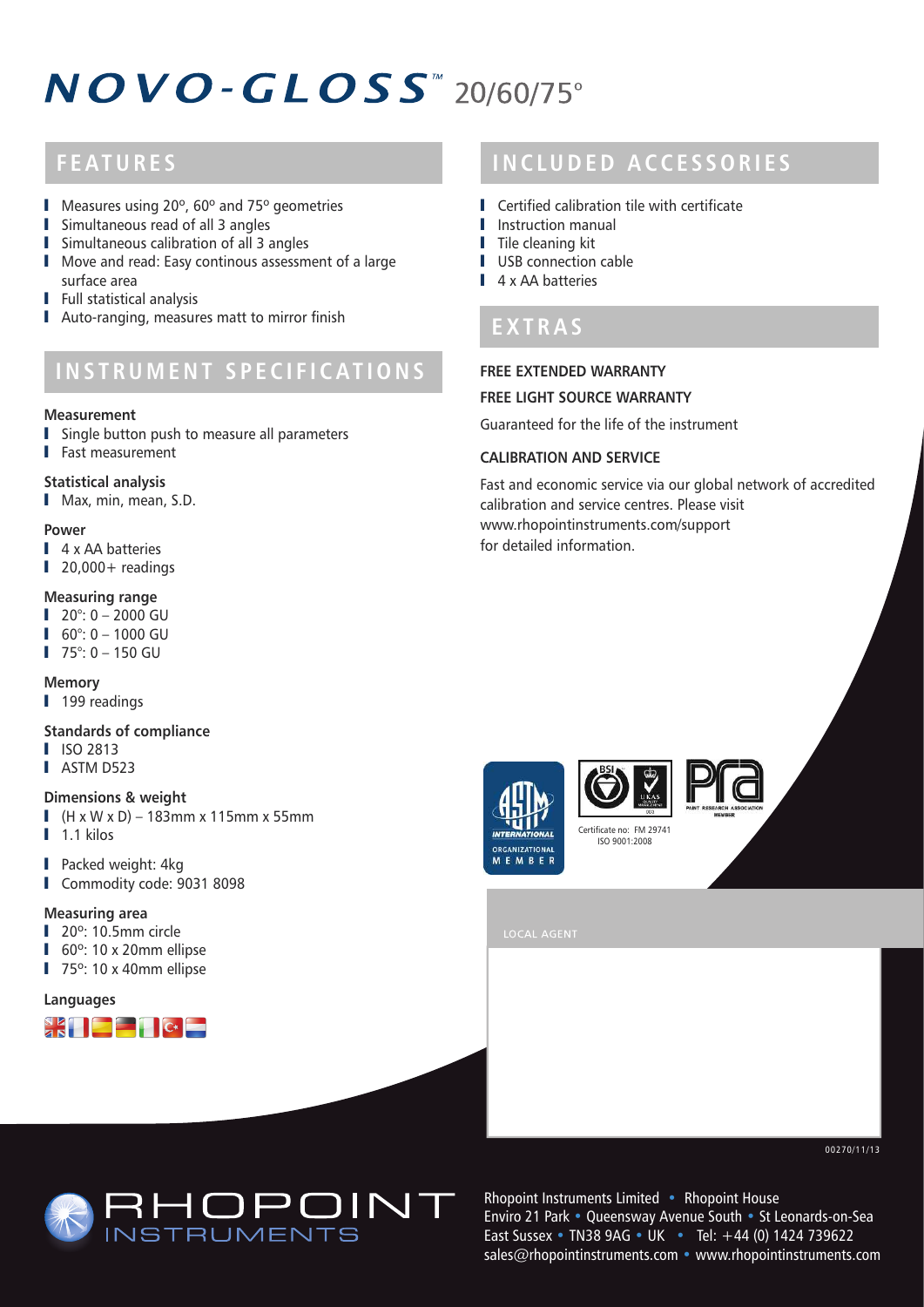# NOVO-GLOSS™ 20/60/75°

## FEATURES

- Measures using 20º, 60º and 75º geometries
- Simultaneous read of all 3 angles
- Simultaneous calibration of all 3 angles
- Move and read: Easy continous assessment of a large surface area
- Full statistical analysis
- Auto-ranging, measures matt to mirror finish

## INSTRUMENT SPECIFICATIONS

**Measurement**
- Single button push to measure all parameters
- Fast measurement

**Statistical analysis**
- Max, min, mean, S.D.

**Power**
- 4 x AA batteries
- 20,000+ readings

**Measuring range**
- 20°: 0 – 2000 GU
- 60°: 0 – 1000 GU
- 75°: 0 – 150 GU

**Memory**
- 199 readings

**Standards of compliance**
- ISO 2813
- ASTM D523

**Dimensions & weight**
- (H x W x D) – 183mm x 115mm x 55mm
- 1.1 kilos

- Packed weight: 4kg
- Commodity code: 9031 8098

**Measuring area**
- 20º: 10.5mm circle
- 60º: 10 x 20mm ellipse
- 75º: 10 x 40mm ellipse

**Languages**

## INCLUDED ACCESSORIES

- Certified calibration tile with certificate
- Instruction manual
- Tile cleaning kit
- USB connection cable
- 4 x AA batteries

## EXTRAS

**FREE EXTENDED WARRANTY**

**FREE LIGHT SOURCE WARRANTY**

Guaranteed for the life of the instrument

**CALIBRATION AND SERVICE**

Fast and economic service via our global network of accredited calibration and service centres. Please visit www.rhopointinstruments.com/support for detailed information.

ASTM INTERNATIONAL ORGANIZATIONAL MEMBER

Certificate no: FM 29741
ISO 9001:2008

PAINT RESEARCH ASSOCIATION MEMBER

LOCAL AGENT

00270/11/13

RHOPOINT INSTRUMENTS

Rhopoint Instruments Limited • Rhopoint House
Enviro 21 Park • Queensway Avenue South • St Leonards-on-Sea
East Sussex • TN38 9AG • UK • Tel: +44 (0) 1424 739622
sales@rhopointinstruments.com • www.rhopointinstruments.com